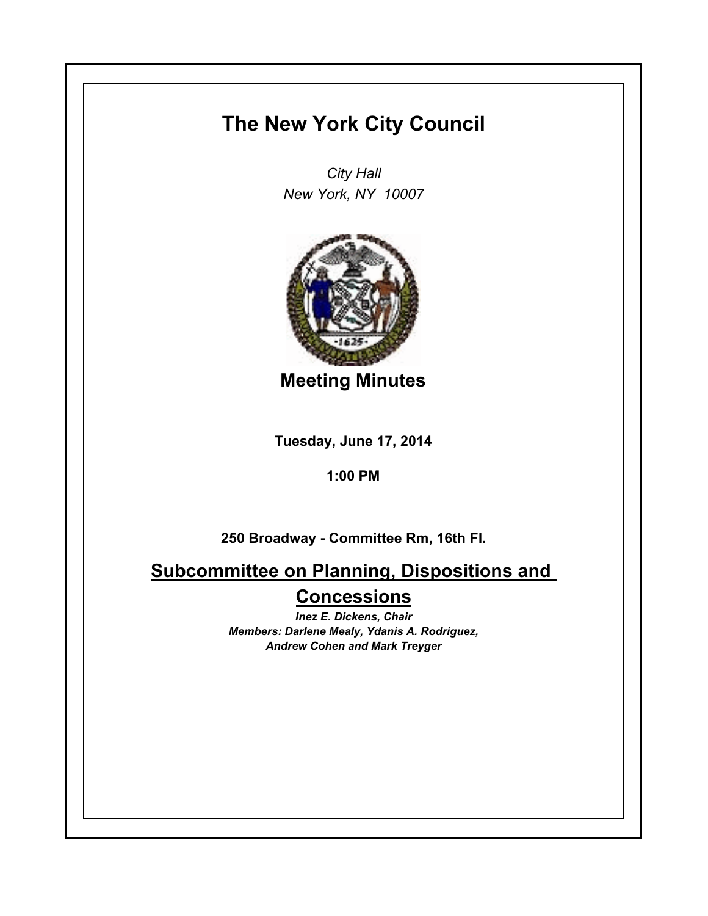# The New York City Council

*City Hall*
*New York, NY 10007*

## Meeting Minutes

**Tuesday, June 17, 2014**

**1:00 PM**

**250 Broadway - Committee Rm, 16th Fl.**

## Subcommittee on Planning, Dispositions and Concessions

***Inez E. Dickens, Chair***
***Members: Darlene Mealy, Ydanis A. Rodriguez, Andrew Cohen and Mark Treyger***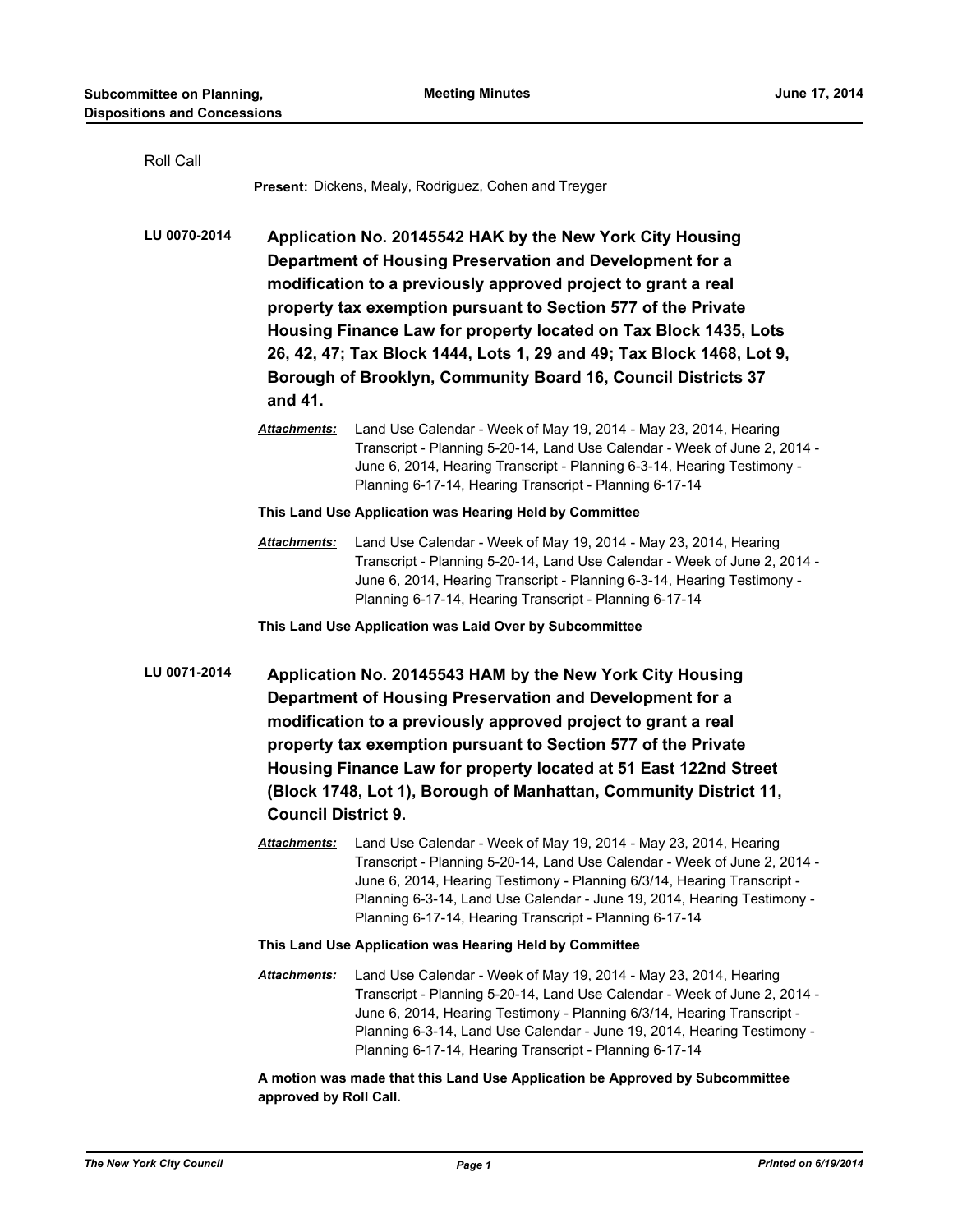Roll Call

**Present:** Dickens, Mealy, Rodriguez, Cohen and Treyger

**LU 0070-2014** **Application No. 20145542 HAK by the New York City Housing Department of Housing Preservation and Development for a modification to a previously approved project to grant a real property tax exemption pursuant to Section 577 of the Private Housing Finance Law for property located on Tax Block 1435, Lots 26, 42, 47; Tax Block 1444, Lots 1, 29 and 49; Tax Block 1468, Lot 9, Borough of Brooklyn, Community Board 16, Council Districts 37 and 41.**

***Attachments:*** Land Use Calendar - Week of May 19, 2014 - May 23, 2014, Hearing Transcript - Planning 5-20-14, Land Use Calendar - Week of June 2, 2014 - June 6, 2014, Hearing Transcript - Planning 6-3-14, Hearing Testimony - Planning 6-17-14, Hearing Transcript - Planning 6-17-14

**This Land Use Application was Hearing Held by Committee**

***Attachments:*** Land Use Calendar - Week of May 19, 2014 - May 23, 2014, Hearing Transcript - Planning 5-20-14, Land Use Calendar - Week of June 2, 2014 - June 6, 2014, Hearing Transcript - Planning 6-3-14, Hearing Testimony - Planning 6-17-14, Hearing Transcript - Planning 6-17-14

**This Land Use Application was Laid Over by Subcommittee**

**LU 0071-2014** **Application No. 20145543 HAM by the New York City Housing Department of Housing Preservation and Development for a modification to a previously approved project to grant a real property tax exemption pursuant to Section 577 of the Private Housing Finance Law for property located at 51 East 122nd Street (Block 1748, Lot 1), Borough of Manhattan, Community District 11, Council District 9.**

***Attachments:*** Land Use Calendar - Week of May 19, 2014 - May 23, 2014, Hearing Transcript - Planning 5-20-14, Land Use Calendar - Week of June 2, 2014 - June 6, 2014, Hearing Testimony - Planning 6/3/14, Hearing Transcript - Planning 6-3-14, Land Use Calendar - June 19, 2014, Hearing Testimony - Planning 6-17-14, Hearing Transcript - Planning 6-17-14

**This Land Use Application was Hearing Held by Committee**

***Attachments:*** Land Use Calendar - Week of May 19, 2014 - May 23, 2014, Hearing Transcript - Planning 5-20-14, Land Use Calendar - Week of June 2, 2014 - June 6, 2014, Hearing Testimony - Planning 6/3/14, Hearing Transcript - Planning 6-3-14, Land Use Calendar - June 19, 2014, Hearing Testimony - Planning 6-17-14, Hearing Transcript - Planning 6-17-14

**A motion was made that this Land Use Application be Approved by Subcommittee approved by Roll Call.**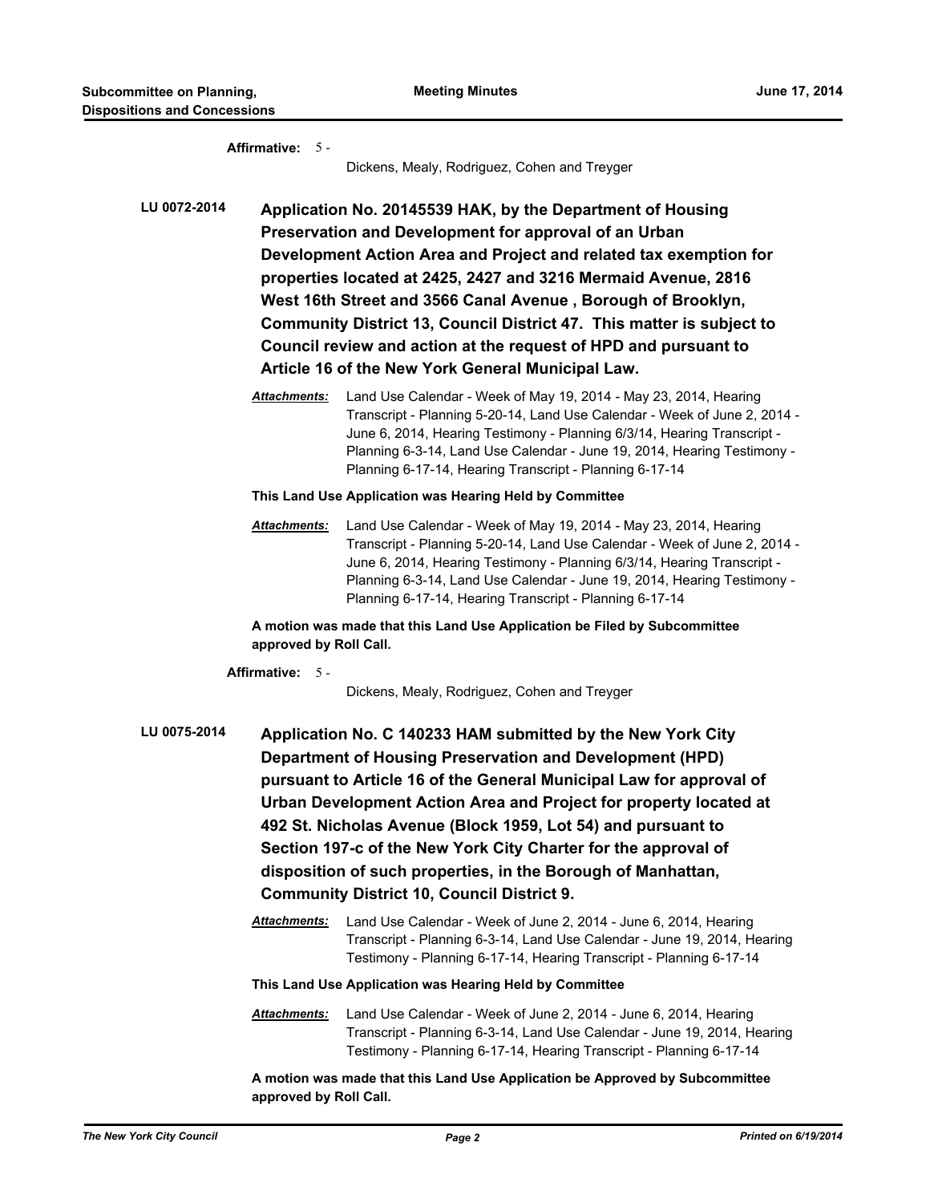**Affirmative:** 5 -

Dickens, Mealy, Rodriguez, Cohen and Treyger

**LU 0072-2014** **Application No. 20145539 HAK, by the Department of Housing Preservation and Development for approval of an Urban Development Action Area and Project and related tax exemption for properties located at 2425, 2427 and 3216 Mermaid Avenue, 2816 West 16th Street and 3566 Canal Avenue , Borough of Brooklyn, Community District 13, Council District 47. This matter is subject to Council review and action at the request of HPD and pursuant to Article 16 of the New York General Municipal Law.**

***Attachments:*** Land Use Calendar - Week of May 19, 2014 - May 23, 2014, Hearing Transcript - Planning 5-20-14, Land Use Calendar - Week of June 2, 2014 - June 6, 2014, Hearing Testimony - Planning 6/3/14, Hearing Transcript - Planning 6-3-14, Land Use Calendar - June 19, 2014, Hearing Testimony - Planning 6-17-14, Hearing Transcript - Planning 6-17-14

**This Land Use Application was Hearing Held by Committee**

***Attachments:*** Land Use Calendar - Week of May 19, 2014 - May 23, 2014, Hearing Transcript - Planning 5-20-14, Land Use Calendar - Week of June 2, 2014 - June 6, 2014, Hearing Testimony - Planning 6/3/14, Hearing Transcript - Planning 6-3-14, Land Use Calendar - June 19, 2014, Hearing Testimony - Planning 6-17-14, Hearing Transcript - Planning 6-17-14

**A motion was made that this Land Use Application be Filed by Subcommittee approved by Roll Call.**

**Affirmative:** 5 -

Dickens, Mealy, Rodriguez, Cohen and Treyger

**LU 0075-2014** **Application No. C 140233 HAM submitted by the New York City Department of Housing Preservation and Development (HPD) pursuant to Article 16 of the General Municipal Law for approval of Urban Development Action Area and Project for property located at 492 St. Nicholas Avenue (Block 1959, Lot 54) and pursuant to Section 197-c of the New York City Charter for the approval of disposition of such properties, in the Borough of Manhattan, Community District 10, Council District 9.**

***Attachments:*** Land Use Calendar - Week of June 2, 2014 - June 6, 2014, Hearing Transcript - Planning 6-3-14, Land Use Calendar - June 19, 2014, Hearing Testimony - Planning 6-17-14, Hearing Transcript - Planning 6-17-14

**This Land Use Application was Hearing Held by Committee**

***Attachments:*** Land Use Calendar - Week of June 2, 2014 - June 6, 2014, Hearing Transcript - Planning 6-3-14, Land Use Calendar - June 19, 2014, Hearing Testimony - Planning 6-17-14, Hearing Transcript - Planning 6-17-14

**A motion was made that this Land Use Application be Approved by Subcommittee approved by Roll Call.**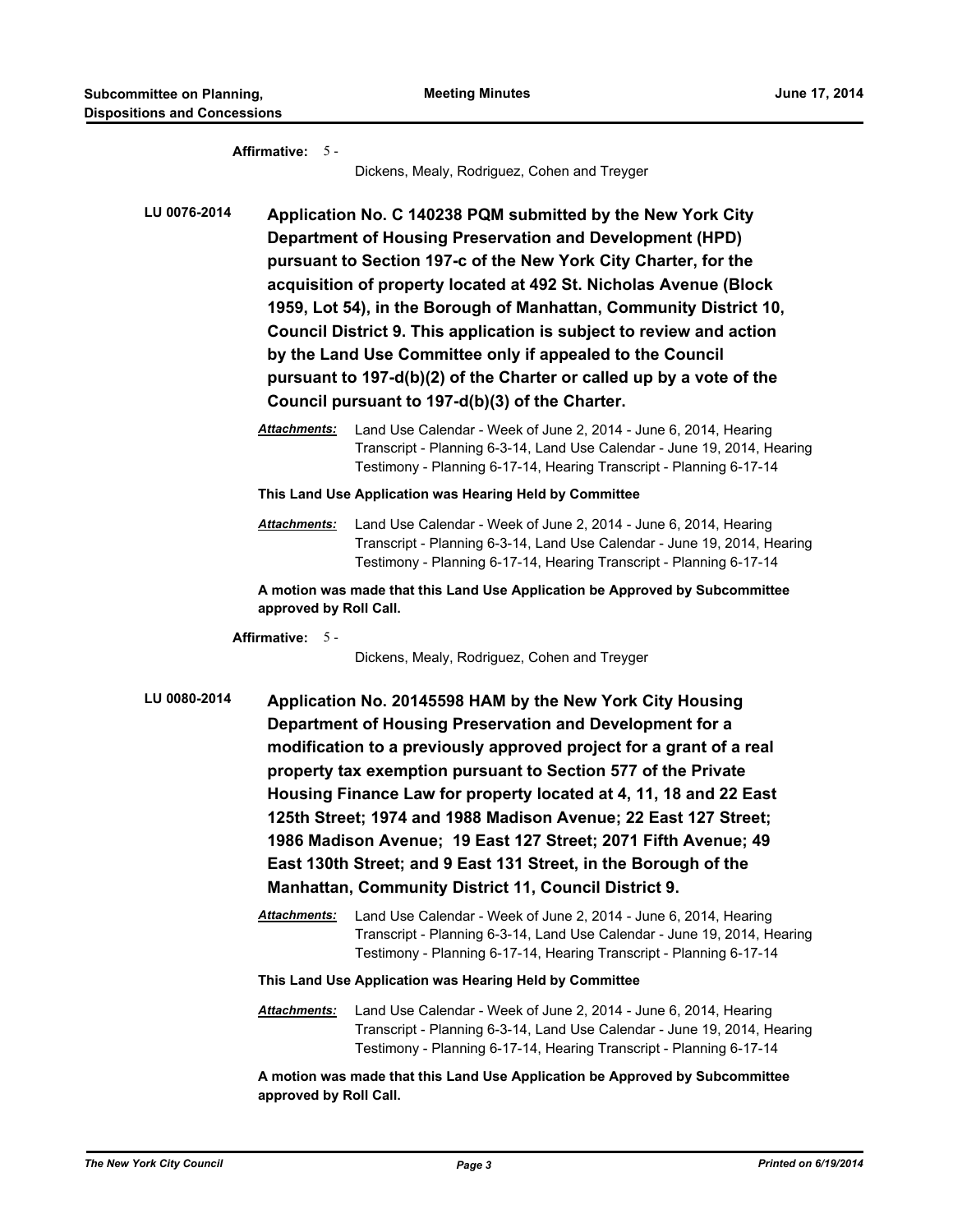**Affirmative:** 5 -

Dickens, Mealy, Rodriguez, Cohen and Treyger

**LU 0076-2014** **Application No. C 140238 PQM submitted by the New York City Department of Housing Preservation and Development (HPD) pursuant to Section 197-c of the New York City Charter, for the acquisition of property located at 492 St. Nicholas Avenue (Block 1959, Lot 54), in the Borough of Manhattan, Community District 10, Council District 9. This application is subject to review and action by the Land Use Committee only if appealed to the Council pursuant to 197-d(b)(2) of the Charter or called up by a vote of the Council pursuant to 197-d(b)(3) of the Charter.**

***Attachments:*** Land Use Calendar - Week of June 2, 2014 - June 6, 2014, Hearing Transcript - Planning 6-3-14, Land Use Calendar - June 19, 2014, Hearing Testimony - Planning 6-17-14, Hearing Transcript - Planning 6-17-14

**This Land Use Application was Hearing Held by Committee**

***Attachments:*** Land Use Calendar - Week of June 2, 2014 - June 6, 2014, Hearing Transcript - Planning 6-3-14, Land Use Calendar - June 19, 2014, Hearing Testimony - Planning 6-17-14, Hearing Transcript - Planning 6-17-14

**A motion was made that this Land Use Application be Approved by Subcommittee approved by Roll Call.**

**Affirmative:** 5 -

Dickens, Mealy, Rodriguez, Cohen and Treyger

**LU 0080-2014** **Application No. 20145598 HAM by the New York City Housing Department of Housing Preservation and Development for a modification to a previously approved project for a grant of a real property tax exemption pursuant to Section 577 of the Private Housing Finance Law for property located at 4, 11, 18 and 22 East 125th Street; 1974 and 1988 Madison Avenue; 22 East 127 Street; 1986 Madison Avenue; 19 East 127 Street; 2071 Fifth Avenue; 49 East 130th Street; and 9 East 131 Street, in the Borough of the Manhattan, Community District 11, Council District 9.**

***Attachments:*** Land Use Calendar - Week of June 2, 2014 - June 6, 2014, Hearing Transcript - Planning 6-3-14, Land Use Calendar - June 19, 2014, Hearing Testimony - Planning 6-17-14, Hearing Transcript - Planning 6-17-14

**This Land Use Application was Hearing Held by Committee**

***Attachments:*** Land Use Calendar - Week of June 2, 2014 - June 6, 2014, Hearing Transcript - Planning 6-3-14, Land Use Calendar - June 19, 2014, Hearing Testimony - Planning 6-17-14, Hearing Transcript - Planning 6-17-14

**A motion was made that this Land Use Application be Approved by Subcommittee approved by Roll Call.**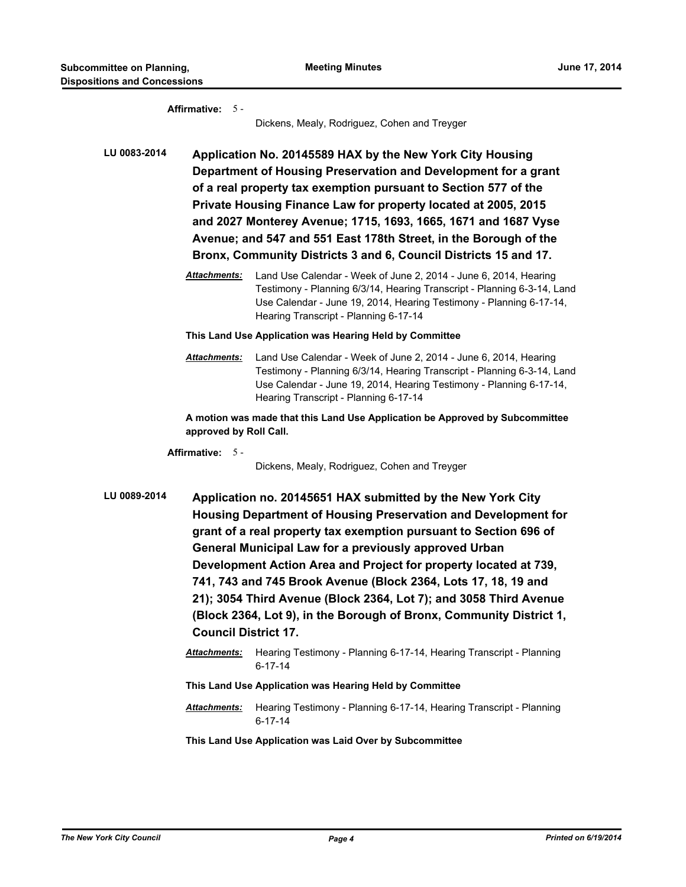**Affirmative:** 5 -

Dickens, Mealy, Rodriguez, Cohen and Treyger

**LU 0083-2014** **Application No. 20145589 HAX by the New York City Housing Department of Housing Preservation and Development for a grant of a real property tax exemption pursuant to Section 577 of the Private Housing Finance Law for property located at 2005, 2015 and 2027 Monterey Avenue; 1715, 1693, 1665, 1671 and 1687 Vyse Avenue; and 547 and 551 East 178th Street, in the Borough of the Bronx, Community Districts 3 and 6, Council Districts 15 and 17.**

***Attachments:*** Land Use Calendar - Week of June 2, 2014 - June 6, 2014, Hearing Testimony - Planning 6/3/14, Hearing Transcript - Planning 6-3-14, Land Use Calendar - June 19, 2014, Hearing Testimony - Planning 6-17-14, Hearing Transcript - Planning 6-17-14

**This Land Use Application was Hearing Held by Committee**

***Attachments:*** Land Use Calendar - Week of June 2, 2014 - June 6, 2014, Hearing Testimony - Planning 6/3/14, Hearing Transcript - Planning 6-3-14, Land Use Calendar - June 19, 2014, Hearing Testimony - Planning 6-17-14, Hearing Transcript - Planning 6-17-14

**A motion was made that this Land Use Application be Approved by Subcommittee approved by Roll Call.**

**Affirmative:** 5 -

Dickens, Mealy, Rodriguez, Cohen and Treyger

**LU 0089-2014** **Application no. 20145651 HAX submitted by the New York City Housing Department of Housing Preservation and Development for grant of a real property tax exemption pursuant to Section 696 of General Municipal Law for a previously approved Urban Development Action Area and Project for property located at 739, 741, 743 and 745 Brook Avenue (Block 2364, Lots 17, 18, 19 and 21); 3054 Third Avenue (Block 2364, Lot 7); and 3058 Third Avenue (Block 2364, Lot 9), in the Borough of Bronx, Community District 1, Council District 17.**

***Attachments:*** Hearing Testimony - Planning 6-17-14, Hearing Transcript - Planning 6-17-14

**This Land Use Application was Hearing Held by Committee**

***Attachments:*** Hearing Testimony - Planning 6-17-14, Hearing Transcript - Planning 6-17-14

**This Land Use Application was Laid Over by Subcommittee**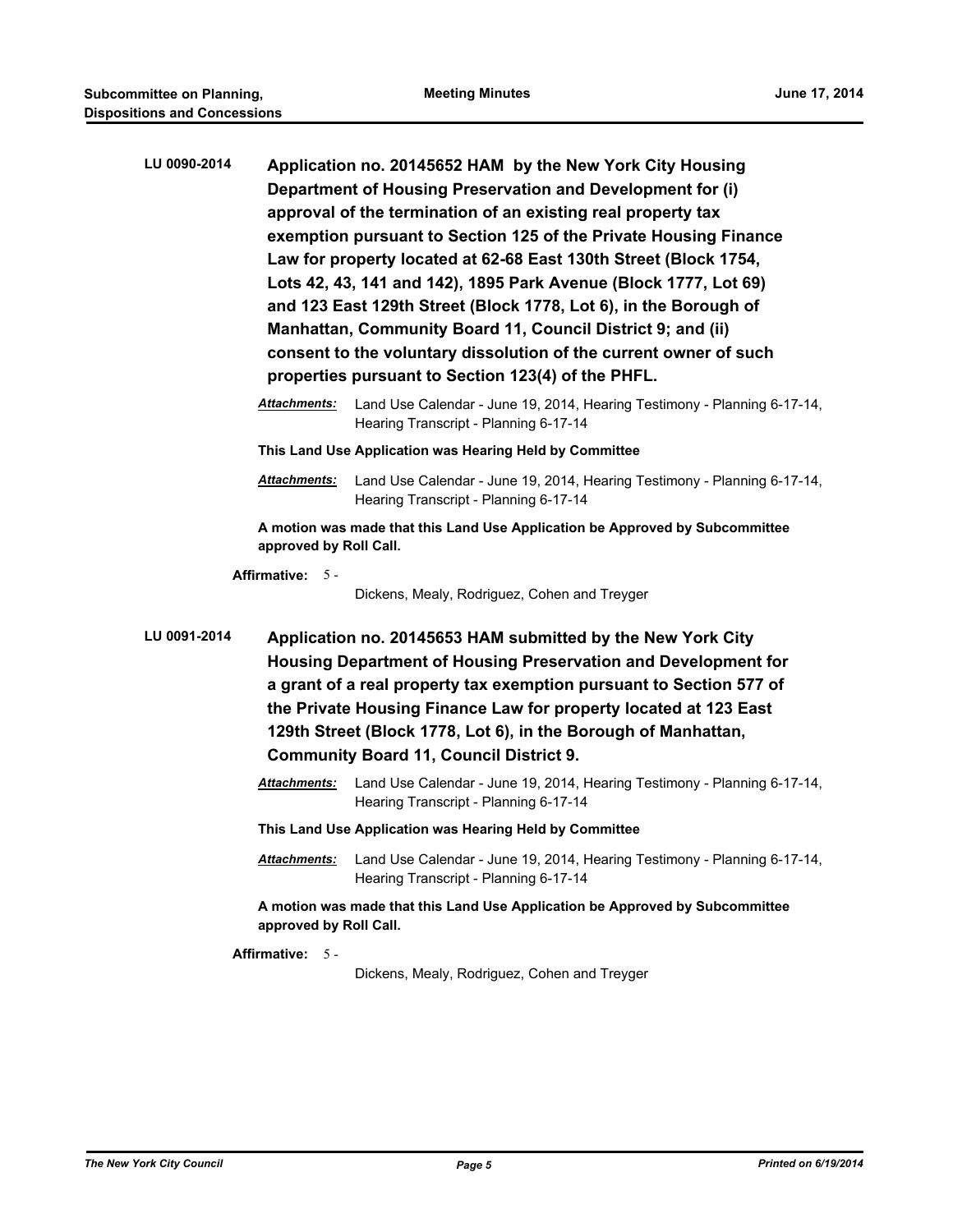**LU 0090-2014** **Application no. 20145652 HAM by the New York City Housing Department of Housing Preservation and Development for (i) approval of the termination of an existing real property tax exemption pursuant to Section 125 of the Private Housing Finance Law for property located at 62-68 East 130th Street (Block 1754, Lots 42, 43, 141 and 142), 1895 Park Avenue (Block 1777, Lot 69) and 123 East 129th Street (Block 1778, Lot 6), in the Borough of Manhattan, Community Board 11, Council District 9; and (ii) consent to the voluntary dissolution of the current owner of such properties pursuant to Section 123(4) of the PHFL.**

***Attachments:*** Land Use Calendar - June 19, 2014, Hearing Testimony - Planning 6-17-14, Hearing Transcript - Planning 6-17-14

**This Land Use Application was Hearing Held by Committee**

***Attachments:*** Land Use Calendar - June 19, 2014, Hearing Testimony - Planning 6-17-14, Hearing Transcript - Planning 6-17-14

**A motion was made that this Land Use Application be Approved by Subcommittee approved by Roll Call.**

**Affirmative:** 5 - Dickens, Mealy, Rodriguez, Cohen and Treyger

**LU 0091-2014** **Application no. 20145653 HAM submitted by the New York City Housing Department of Housing Preservation and Development for a grant of a real property tax exemption pursuant to Section 577 of the Private Housing Finance Law for property located at 123 East 129th Street (Block 1778, Lot 6), in the Borough of Manhattan, Community Board 11, Council District 9.**

***Attachments:*** Land Use Calendar - June 19, 2014, Hearing Testimony - Planning 6-17-14, Hearing Transcript - Planning 6-17-14

**This Land Use Application was Hearing Held by Committee**

***Attachments:*** Land Use Calendar - June 19, 2014, Hearing Testimony - Planning 6-17-14, Hearing Transcript - Planning 6-17-14

**A motion was made that this Land Use Application be Approved by Subcommittee approved by Roll Call.**

**Affirmative:** 5 - Dickens, Mealy, Rodriguez, Cohen and Treyger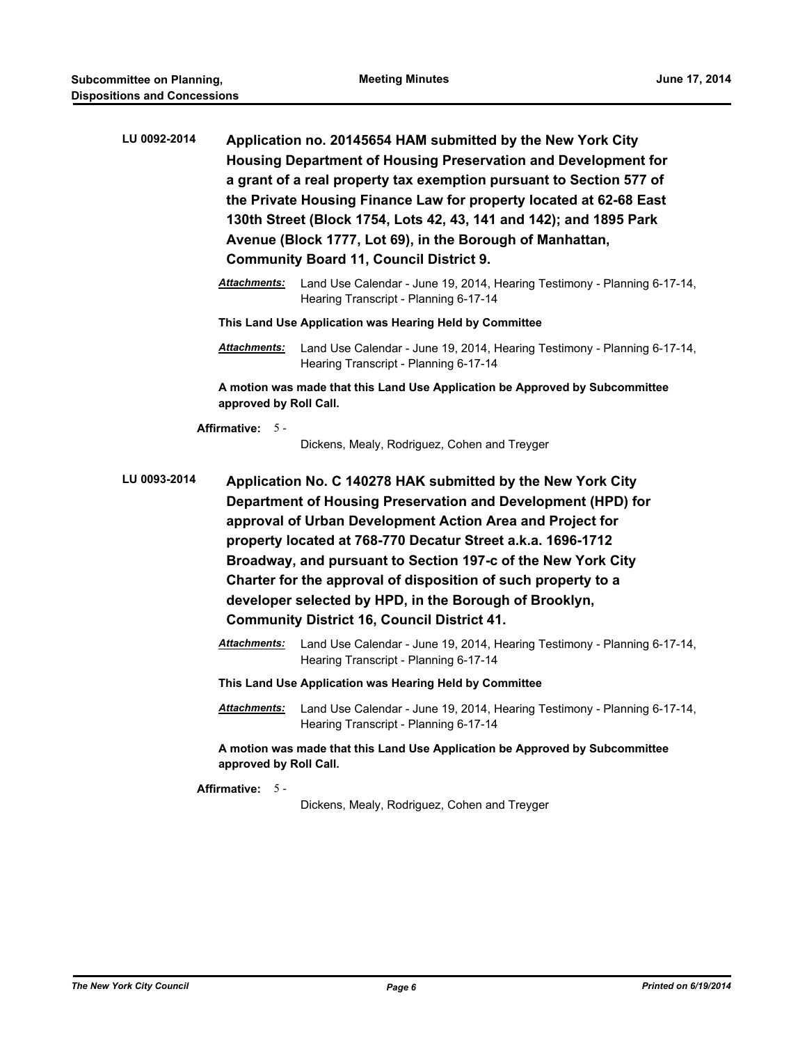**LU 0092-2014** **Application no. 20145654 HAM submitted by the New York City Housing Department of Housing Preservation and Development for a grant of a real property tax exemption pursuant to Section 577 of the Private Housing Finance Law for property located at 62-68 East 130th Street (Block 1754, Lots 42, 43, 141 and 142); and 1895 Park Avenue (Block 1777, Lot 69), in the Borough of Manhattan, Community Board 11, Council District 9.**

***Attachments:*** Land Use Calendar - June 19, 2014, Hearing Testimony - Planning 6-17-14, Hearing Transcript - Planning 6-17-14

**This Land Use Application was Hearing Held by Committee**

***Attachments:*** Land Use Calendar - June 19, 2014, Hearing Testimony - Planning 6-17-14, Hearing Transcript - Planning 6-17-14

**A motion was made that this Land Use Application be Approved by Subcommittee approved by Roll Call.**

**Affirmative:** 5 - Dickens, Mealy, Rodriguez, Cohen and Treyger

**LU 0093-2014** **Application No. C 140278 HAK submitted by the New York City Department of Housing Preservation and Development (HPD) for approval of Urban Development Action Area and Project for property located at 768-770 Decatur Street a.k.a. 1696-1712 Broadway, and pursuant to Section 197-c of the New York City Charter for the approval of disposition of such property to a developer selected by HPD, in the Borough of Brooklyn, Community District 16, Council District 41.**

***Attachments:*** Land Use Calendar - June 19, 2014, Hearing Testimony - Planning 6-17-14, Hearing Transcript - Planning 6-17-14

**This Land Use Application was Hearing Held by Committee**

***Attachments:*** Land Use Calendar - June 19, 2014, Hearing Testimony - Planning 6-17-14, Hearing Transcript - Planning 6-17-14

**A motion was made that this Land Use Application be Approved by Subcommittee approved by Roll Call.**

**Affirmative:** 5 - Dickens, Mealy, Rodriguez, Cohen and Treyger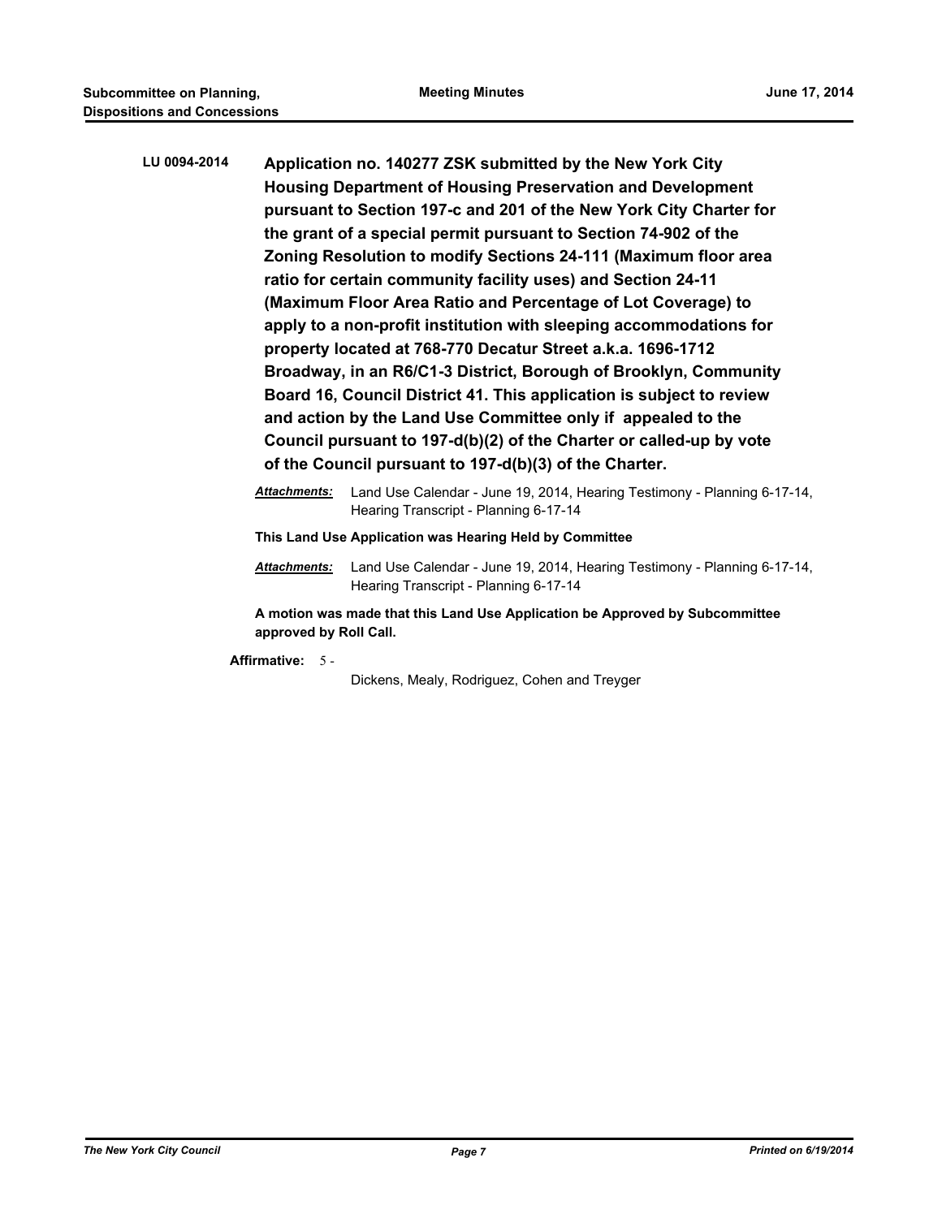**LU 0094-2014** **Application no. 140277 ZSK submitted by the New York City Housing Department of Housing Preservation and Development pursuant to Section 197-c and 201 of the New York City Charter for the grant of a special permit pursuant to Section 74-902 of the Zoning Resolution to modify Sections 24-111 (Maximum floor area ratio for certain community facility uses) and Section 24-11 (Maximum Floor Area Ratio and Percentage of Lot Coverage) to apply to a non-profit institution with sleeping accommodations for property located at 768-770 Decatur Street a.k.a. 1696-1712 Broadway, in an R6/C1-3 District, Borough of Brooklyn, Community Board 16, Council District 41. This application is subject to review and action by the Land Use Committee only if appealed to the Council pursuant to 197-d(b)(2) of the Charter or called-up by vote of the Council pursuant to 197-d(b)(3) of the Charter.**

***Attachments:*** Land Use Calendar - June 19, 2014, Hearing Testimony - Planning 6-17-14, Hearing Transcript - Planning 6-17-14

**This Land Use Application was Hearing Held by Committee**

***Attachments:*** Land Use Calendar - June 19, 2014, Hearing Testimony - Planning 6-17-14, Hearing Transcript - Planning 6-17-14

**A motion was made that this Land Use Application be Approved by Subcommittee approved by Roll Call.**

**Affirmative:** 5 - Dickens, Mealy, Rodriguez, Cohen and Treyger